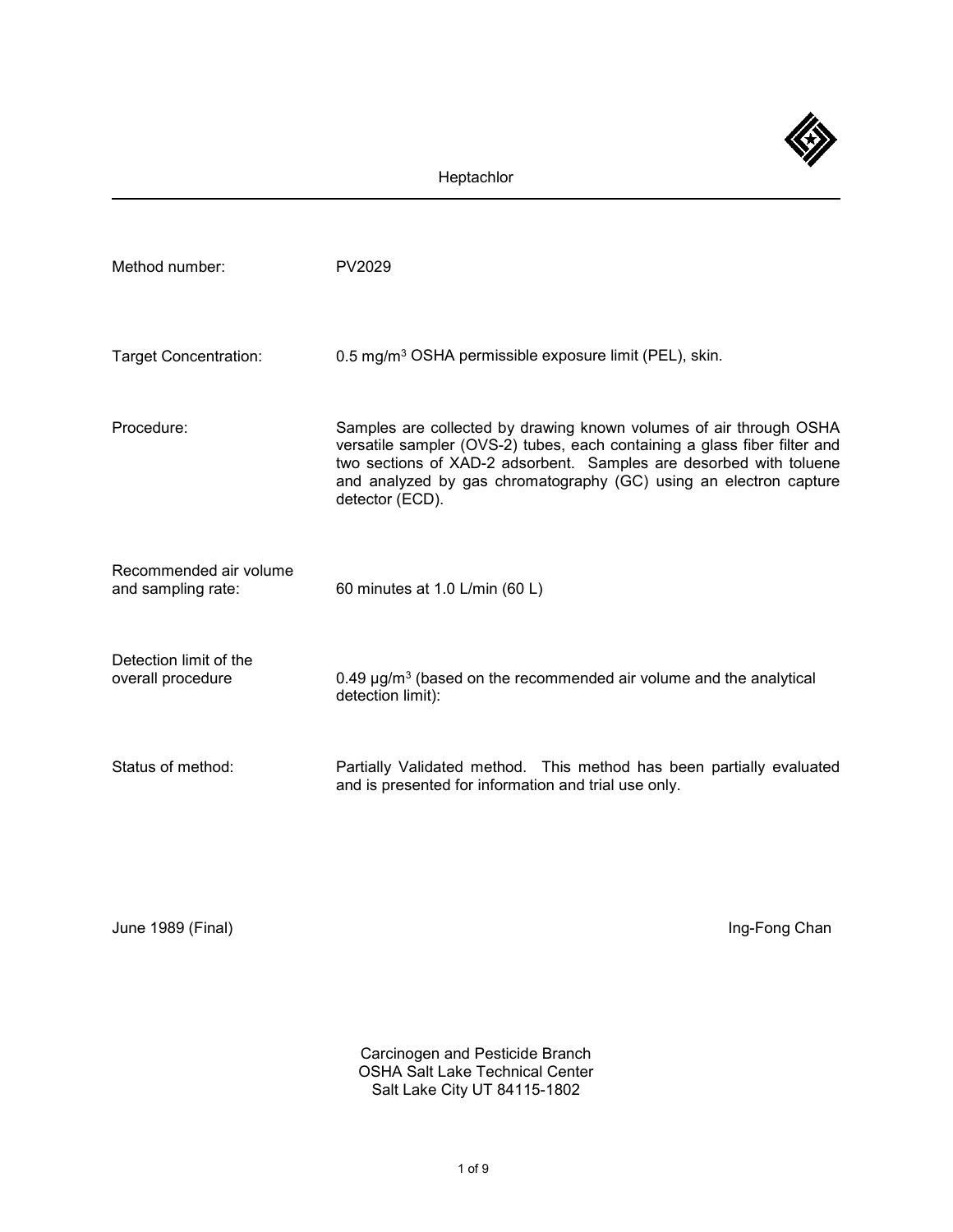# Heptachlor

| | |
|---|---|
| Method number: | PV2029 |
| Target Concentration: | 0.5 mg/m$^3$ OSHA permissible exposure limit (PEL), skin. |
| Procedure: | Samples are collected by drawing known volumes of air through OSHA versatile sampler (OVS-2) tubes, each containing a glass fiber filter and two sections of XAD-2 adsorbent. Samples are desorbed with toluene and analyzed by gas chromatography (GC) using an electron capture detector (ECD). |
| Recommended air volume and sampling rate: | 60 minutes at 1.0 L/min (60 L) |
| Detection limit of the overall procedure | 0.49 µg/m$^3$ (based on the recommended air volume and the analytical detection limit): |
| Status of method: | Partially Validated method. This method has been partially evaluated and is presented for information and trial use only. |

June 1989 (Final)

Ing-Fong Chan

Carcinogen and Pesticide Branch
OSHA Salt Lake Technical Center
Salt Lake City UT 84115-1802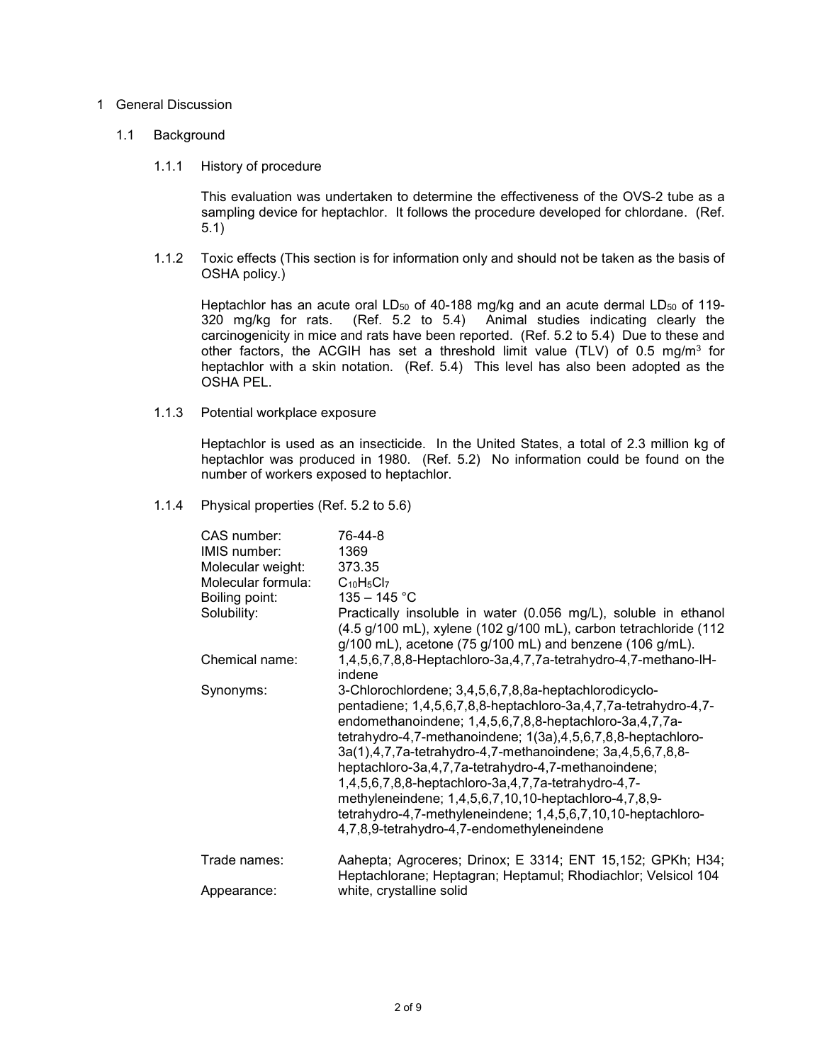# 1 General Discussion

## 1.1 Background

### 1.1.1 History of procedure

This evaluation was undertaken to determine the effectiveness of the OVS-2 tube as a sampling device for heptachlor. It follows the procedure developed for chlordane. (Ref. 5.1)

### 1.1.2 Toxic effects (This section is for information only and should not be taken as the basis of OSHA policy.)

Heptachlor has an acute oral $LD_{50}$ of 40-188 mg/kg and an acute dermal $LD_{50}$ of 119-320 mg/kg for rats. (Ref. 5.2 to 5.4) Animal studies indicating clearly the carcinogenicity in mice and rats have been reported. (Ref. 5.2 to 5.4) Due to these and other factors, the ACGIH has set a threshold limit value (TLV) of 0.5 mg/m$^3$ for heptachlor with a skin notation. (Ref. 5.4) This level has also been adopted as the OSHA PEL.

### 1.1.3 Potential workplace exposure

Heptachlor is used as an insecticide. In the United States, a total of 2.3 million kg of heptachlor was produced in 1980. (Ref. 5.2) No information could be found on the number of workers exposed to heptachlor.

### 1.1.4 Physical properties (Ref. 5.2 to 5.6)

| | |
|---|---|
| CAS number: | 76-44-8 |
| IMIS number: | 1369 |
| Molecular weight: | 373.35 |
| Molecular formula: | $C_{10}H_5Cl_7$ |
| Boiling point: | 135 – 145 °C |
| Solubility: | Practically insoluble in water (0.056 mg/L), soluble in ethanol (4.5 g/100 mL), xylene (102 g/100 mL), carbon tetrachloride (112 g/100 mL), acetone (75 g/100 mL) and benzene (106 g/mL). |
| Chemical name: | 1,4,5,6,7,8,8-Heptachloro-3a,4,7,7a-tetrahydro-4,7-methano-lH-indene |
| Synonyms: | 3-Chlorochlordene; 3,4,5,6,7,8,8a-heptachlorodicyclo-pentadiene; 1,4,5,6,7,8,8-heptachloro-3a,4,7,7a-tetrahydro-4,7-endomethanoindene; 1,4,5,6,7,8,8-heptachloro-3a,4,7,7a-tetrahydro-4,7-methanoindene; 1(3a),4,5,6,7,8,8-heptachloro-3a(1),4,7,7a-tetrahydro-4,7-methanoindene; 3a,4,5,6,7,8,8-heptachloro-3a,4,7,7a-tetrahydro-4,7-methanoindene; 1,4,5,6,7,8,8-heptachloro-3a,4,7,7a-tetrahydro-4,7-methyleneindene; 1,4,5,6,7,10,10-heptachloro-4,7,8,9-tetrahydro-4,7-methyleneindene; 1,4,5,6,7,10,10-heptachloro-4,7,8,9-tetrahydro-4,7-endomethyleneindene |
| Trade names: | Aahepta; Agroceres; Drinox; E 3314; ENT 15,152; GPKh; H34; Heptachlorane; Heptagran; Heptamul; Rhodiachlor; Velsicol 104 |
| Appearance: | white, crystalline solid |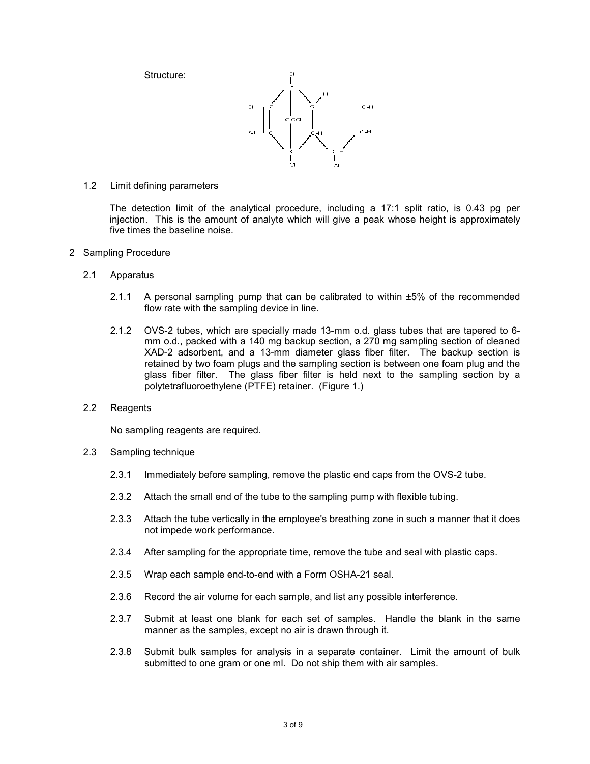Structure:

1.2 Limit defining parameters

The detection limit of the analytical procedure, including a 17:1 split ratio, is 0.43 pg per injection. This is the amount of analyte which will give a peak whose height is approximately five times the baseline noise.

## 2 Sampling Procedure

### 2.1 Apparatus

2.1.1 A personal sampling pump that can be calibrated to within ±5% of the recommended flow rate with the sampling device in line.

2.1.2 OVS-2 tubes, which are specially made 13-mm o.d. glass tubes that are tapered to 6-mm o.d., packed with a 140 mg backup section, a 270 mg sampling section of cleaned XAD-2 adsorbent, and a 13-mm diameter glass fiber filter. The backup section is retained by two foam plugs and the sampling section is between one foam plug and the glass fiber filter. The glass fiber filter is held next to the sampling section by a polytetrafluoroethylene (PTFE) retainer. (Figure 1.)

### 2.2 Reagents

No sampling reagents are required.

### 2.3 Sampling technique

2.3.1 Immediately before sampling, remove the plastic end caps from the OVS-2 tube.

2.3.2 Attach the small end of the tube to the sampling pump with flexible tubing.

2.3.3 Attach the tube vertically in the employee's breathing zone in such a manner that it does not impede work performance.

2.3.4 After sampling for the appropriate time, remove the tube and seal with plastic caps.

2.3.5 Wrap each sample end-to-end with a Form OSHA-21 seal.

2.3.6 Record the air volume for each sample, and list any possible interference.

2.3.7 Submit at least one blank for each set of samples. Handle the blank in the same manner as the samples, except no air is drawn through it.

2.3.8 Submit bulk samples for analysis in a separate container. Limit the amount of bulk submitted to one gram or one ml. Do not ship them with air samples.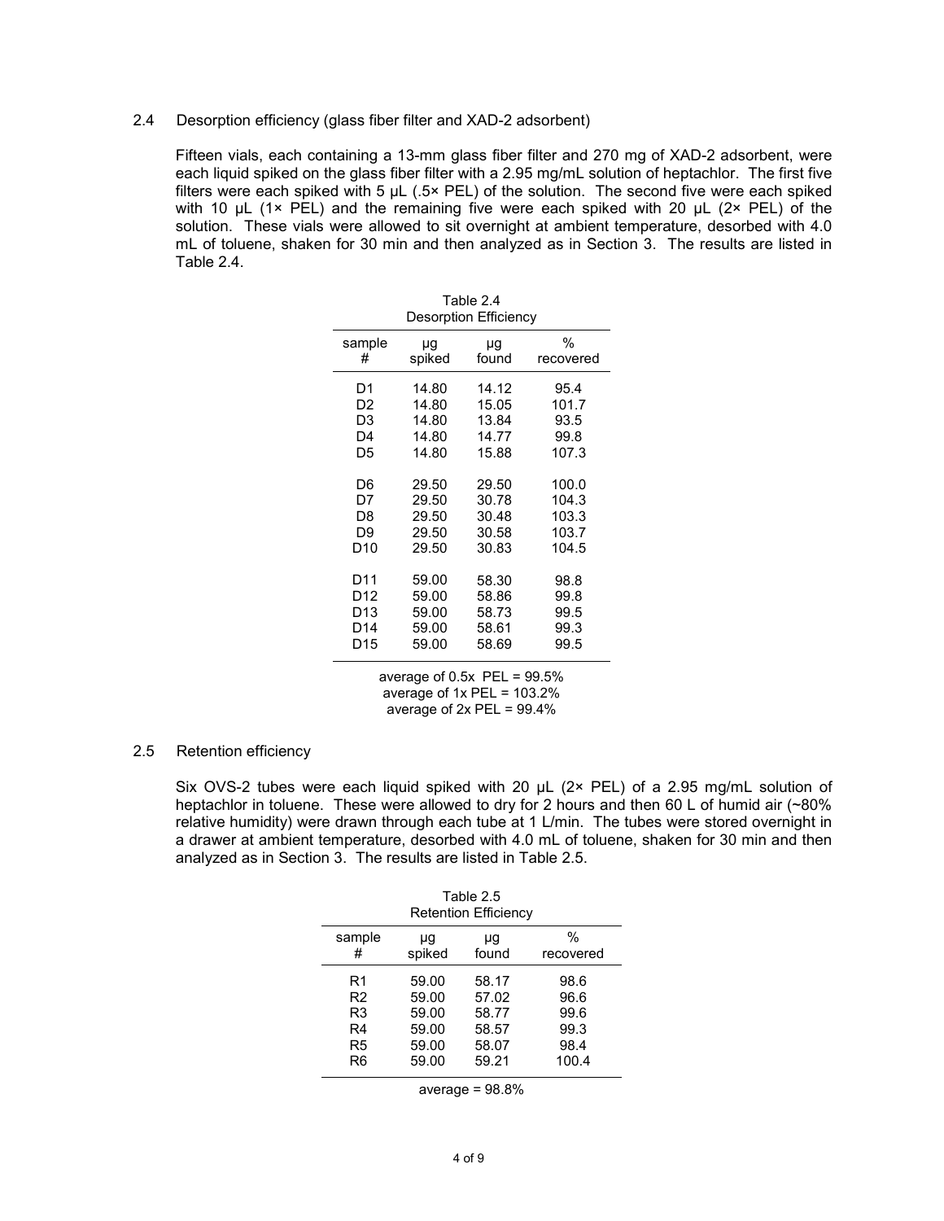### 2.4 Desorption efficiency (glass fiber filter and XAD-2 adsorbent)

Fifteen vials, each containing a 13-mm glass fiber filter and 270 mg of XAD-2 adsorbent, were each liquid spiked on the glass fiber filter with a 2.95 mg/mL solution of heptachlor. The first five filters were each spiked with 5 µL (.5× PEL) of the solution. The second five were each spiked with 10 µL (1× PEL) and the remaining five were each spiked with 20 µL (2× PEL) of the solution. These vials were allowed to sit overnight at ambient temperature, desorbed with 4.0 mL of toluene, shaken for 30 min and then analyzed as in Section 3. The results are listed in Table 2.4.

Table 2.4
Desorption Efficiency

| sample # | µg spiked | µg found | % recovered |
|---|---|---|---|
| D1 | 14.80 | 14.12 | 95.4 |
| D2 | 14.80 | 15.05 | 101.7 |
| D3 | 14.80 | 13.84 | 93.5 |
| D4 | 14.80 | 14.77 | 99.8 |
| D5 | 14.80 | 15.88 | 107.3 |
| D6 | 29.50 | 29.50 | 100.0 |
| D7 | 29.50 | 30.78 | 104.3 |
| D8 | 29.50 | 30.48 | 103.3 |
| D9 | 29.50 | 30.58 | 103.7 |
| D10 | 29.50 | 30.83 | 104.5 |
| D11 | 59.00 | 58.30 | 98.8 |
| D12 | 59.00 | 58.86 | 99.8 |
| D13 | 59.00 | 58.73 | 99.5 |
| D14 | 59.00 | 58.61 | 99.3 |
| D15 | 59.00 | 58.69 | 99.5 |

average of 0.5x PEL = 99.5%
average of 1x PEL = 103.2%
average of 2x PEL = 99.4%

### 2.5 Retention efficiency

Six OVS-2 tubes were each liquid spiked with 20 µL (2× PEL) of a 2.95 mg/mL solution of heptachlor in toluene. These were allowed to dry for 2 hours and then 60 L of humid air (~80% relative humidity) were drawn through each tube at 1 L/min. The tubes were stored overnight in a drawer at ambient temperature, desorbed with 4.0 mL of toluene, shaken for 30 min and then analyzed as in Section 3. The results are listed in Table 2.5.

Table 2.5
Retention Efficiency

| sample # | µg spiked | µg found | % recovered |
|---|---|---|---|
| R1 | 59.00 | 58.17 | 98.6 |
| R2 | 59.00 | 57.02 | 96.6 |
| R3 | 59.00 | 58.77 | 99.6 |
| R4 | 59.00 | 58.57 | 99.3 |
| R5 | 59.00 | 58.07 | 98.4 |
| R6 | 59.00 | 59.21 | 100.4 |

average = 98.8%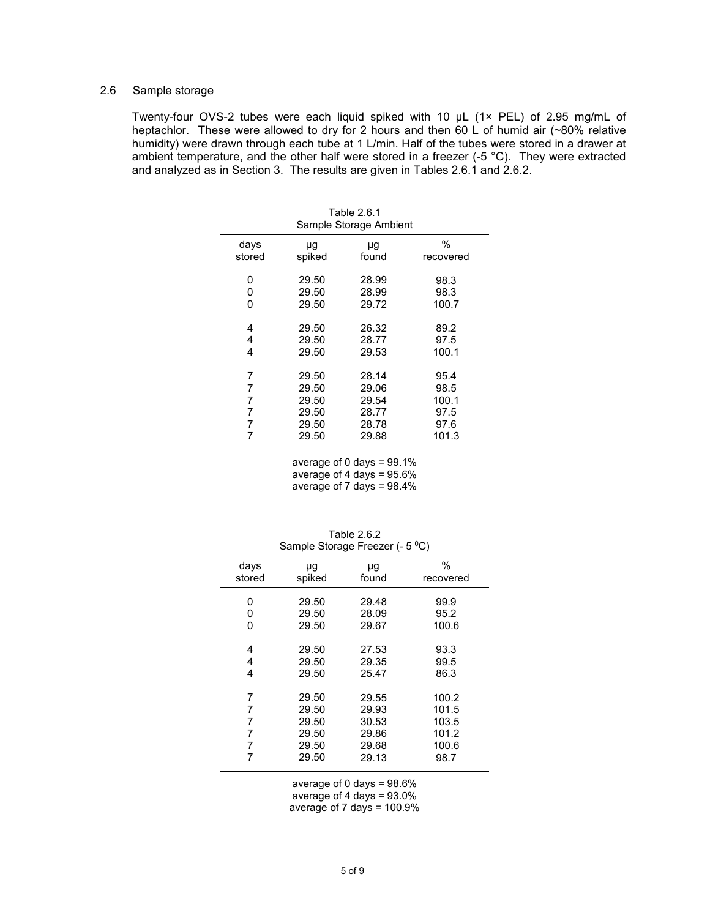## 2.6 Sample storage

Twenty-four OVS-2 tubes were each liquid spiked with 10 μL (1× PEL) of 2.95 mg/mL of heptachlor. These were allowed to dry for 2 hours and then 60 L of humid air (~80% relative humidity) were drawn through each tube at 1 L/min. Half of the tubes were stored in a drawer at ambient temperature, and the other half were stored in a freezer (-5 °C). They were extracted and analyzed as in Section 3. The results are given in Tables 2.6.1 and 2.6.2.

Table 2.6.1
Sample Storage Ambient

| days stored | μg spiked | μg found | % recovered |
|---|---|---|---|
| 0 | 29.50 | 28.99 | 98.3 |
| 0 | 29.50 | 28.99 | 98.3 |
| 0 | 29.50 | 29.72 | 100.7 |
| 4 | 29.50 | 26.32 | 89.2 |
| 4 | 29.50 | 28.77 | 97.5 |
| 4 | 29.50 | 29.53 | 100.1 |
| 7 | 29.50 | 28.14 | 95.4 |
| 7 | 29.50 | 29.06 | 98.5 |
| 7 | 29.50 | 29.54 | 100.1 |
| 7 | 29.50 | 28.77 | 97.5 |
| 7 | 29.50 | 28.78 | 97.6 |
| 7 | 29.50 | 29.88 | 101.3 |

average of 0 days = 99.1%
average of 4 days = 95.6%
average of 7 days = 98.4%

Table 2.6.2
Sample Storage Freezer (- 5 $^0$C)

| days stored | μg spiked | μg found | % recovered |
|---|---|---|---|
| 0 | 29.50 | 29.48 | 99.9 |
| 0 | 29.50 | 28.09 | 95.2 |
| 0 | 29.50 | 29.67 | 100.6 |
| 4 | 29.50 | 27.53 | 93.3 |
| 4 | 29.50 | 29.35 | 99.5 |
| 4 | 29.50 | 25.47 | 86.3 |
| 7 | 29.50 | 29.55 | 100.2 |
| 7 | 29.50 | 29.93 | 101.5 |
| 7 | 29.50 | 30.53 | 103.5 |
| 7 | 29.50 | 29.86 | 101.2 |
| 7 | 29.50 | 29.68 | 100.6 |
| 7 | 29.50 | 29.13 | 98.7 |

average of 0 days = 98.6%
average of 4 days = 93.0%
average of 7 days = 100.9%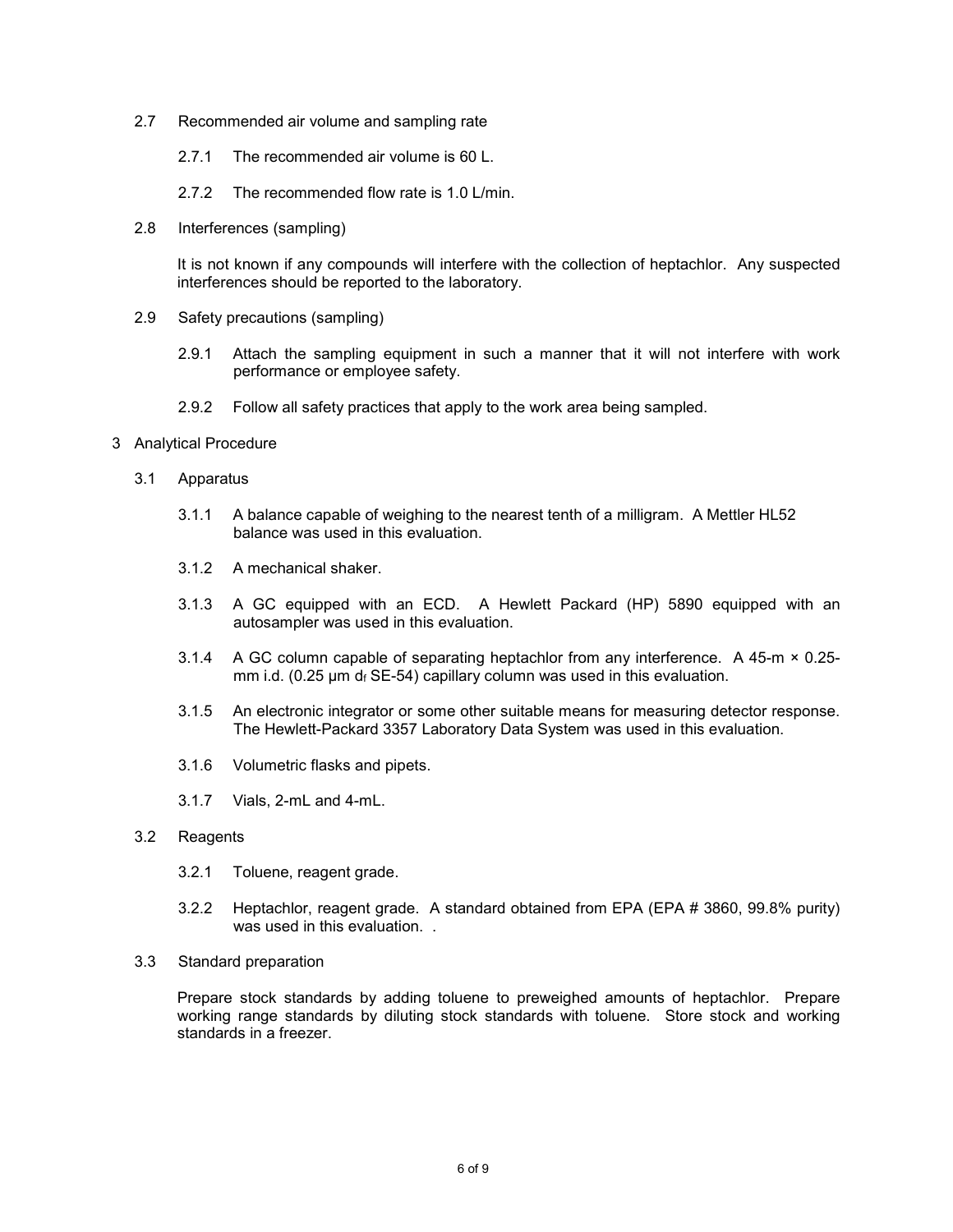2.7 Recommended air volume and sampling rate

2.7.1 The recommended air volume is 60 L.

2.7.2 The recommended flow rate is 1.0 L/min.

2.8 Interferences (sampling)

It is not known if any compounds will interfere with the collection of heptachlor. Any suspected interferences should be reported to the laboratory.

2.9 Safety precautions (sampling)

2.9.1 Attach the sampling equipment in such a manner that it will not interfere with work performance or employee safety.

2.9.2 Follow all safety practices that apply to the work area being sampled.

3 Analytical Procedure

3.1 Apparatus

3.1.1 A balance capable of weighing to the nearest tenth of a milligram. A Mettler HL52 balance was used in this evaluation.

3.1.2 A mechanical shaker.

3.1.3 A GC equipped with an ECD. A Hewlett Packard (HP) 5890 equipped with an autosampler was used in this evaluation.

3.1.4 A GC column capable of separating heptachlor from any interference. A 45-m × 0.25-mm i.d. (0.25 µm $d_f$ SE-54) capillary column was used in this evaluation.

3.1.5 An electronic integrator or some other suitable means for measuring detector response. The Hewlett-Packard 3357 Laboratory Data System was used in this evaluation.

3.1.6 Volumetric flasks and pipets.

3.1.7 Vials, 2-mL and 4-mL.

3.2 Reagents

3.2.1 Toluene, reagent grade.

3.2.2 Heptachlor, reagent grade. A standard obtained from EPA (EPA # 3860, 99.8% purity) was used in this evaluation. .

3.3 Standard preparation

Prepare stock standards by adding toluene to preweighed amounts of heptachlor. Prepare working range standards by diluting stock standards with toluene. Store stock and working standards in a freezer.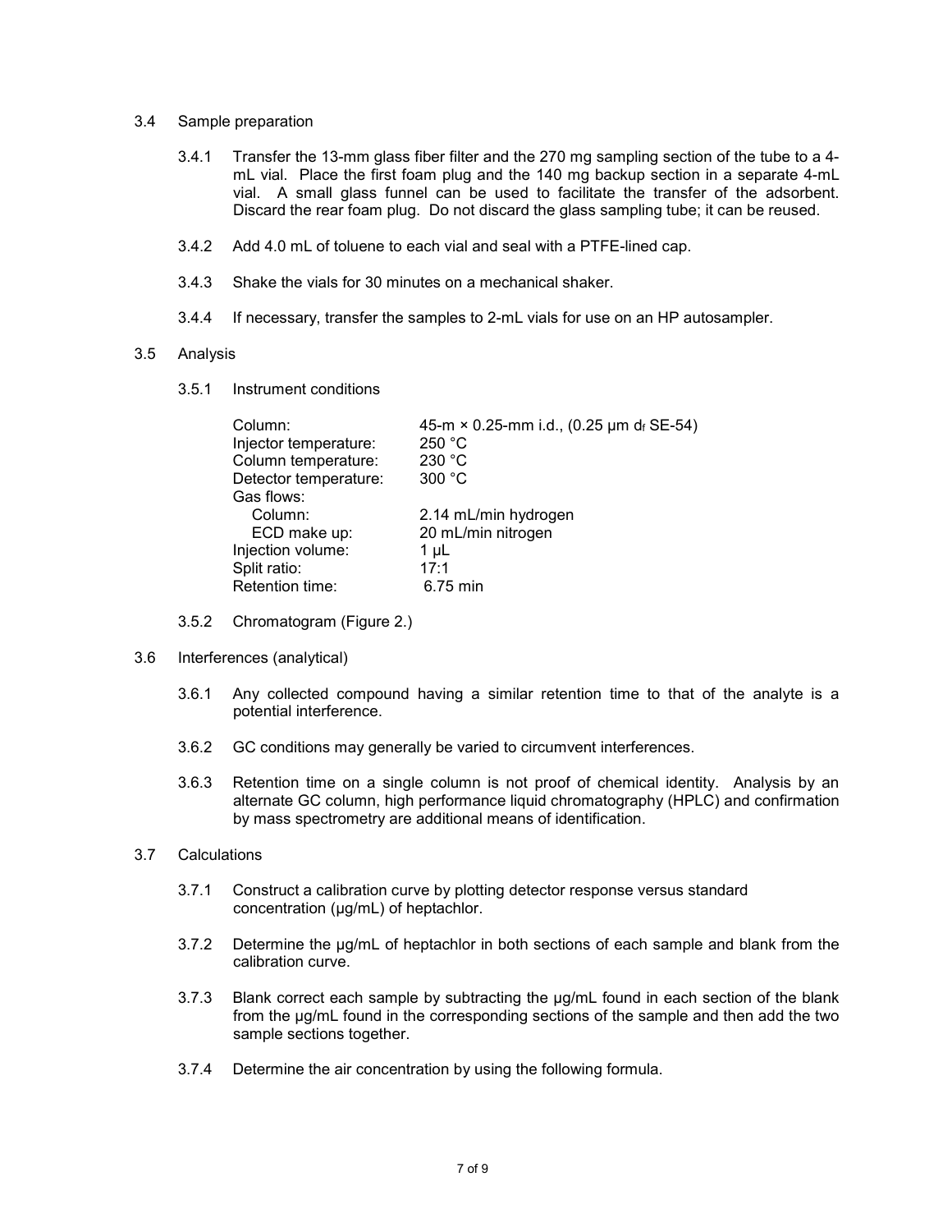### 3.4 Sample preparation

3.4.1 Transfer the 13-mm glass fiber filter and the 270 mg sampling section of the tube to a 4-mL vial. Place the first foam plug and the 140 mg backup section in a separate 4-mL vial. A small glass funnel can be used to facilitate the transfer of the adsorbent. Discard the rear foam plug. Do not discard the glass sampling tube; it can be reused.

3.4.2 Add 4.0 mL of toluene to each vial and seal with a PTFE-lined cap.

3.4.3 Shake the vials for 30 minutes on a mechanical shaker.

3.4.4 If necessary, transfer the samples to 2-mL vials for use on an HP autosampler.

### 3.5 Analysis

3.5.1 Instrument conditions

| | |
|---|---|
| Column: | 45-m × 0.25-mm i.d., (0.25 µm $d_f$ SE-54) |
| Injector temperature: | 250 °C |
| Column temperature: | 230 °C |
| Detector temperature: | 300 °C |
| Gas flows: | |
| Column: | 2.14 mL/min hydrogen |
| ECD make up: | 20 mL/min nitrogen |
| Injection volume: | 1 µL |
| Split ratio: | 17:1 |
| Retention time: | 6.75 min |

3.5.2 Chromatogram (Figure 2.)

### 3.6 Interferences (analytical)

3.6.1 Any collected compound having a similar retention time to that of the analyte is a potential interference.

3.6.2 GC conditions may generally be varied to circumvent interferences.

3.6.3 Retention time on a single column is not proof of chemical identity. Analysis by an alternate GC column, high performance liquid chromatography (HPLC) and confirmation by mass spectrometry are additional means of identification.

### 3.7 Calculations

3.7.1 Construct a calibration curve by plotting detector response versus standard concentration (µg/mL) of heptachlor.

3.7.2 Determine the µg/mL of heptachlor in both sections of each sample and blank from the calibration curve.

3.7.3 Blank correct each sample by subtracting the µg/mL found in each section of the blank from the µg/mL found in the corresponding sections of the sample and then add the two sample sections together.

3.7.4 Determine the air concentration by using the following formula.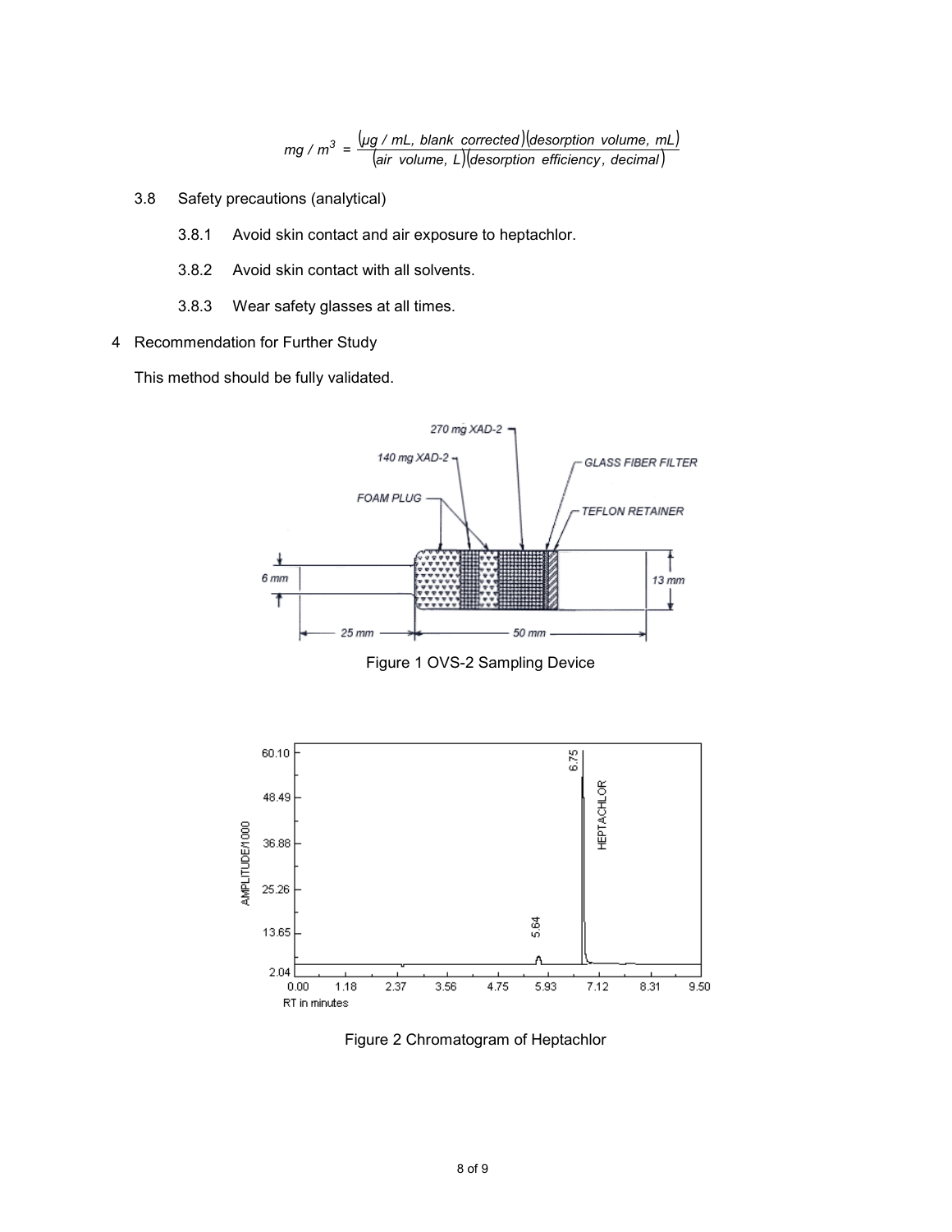$$mg/m^3 = \frac{(\mu g/mL,\ blank\ corrected)(desorption\ volume,\ mL)}{(air\ volume,\ L)(desorption\ efficiency,\ decimal)}$$

3.8 Safety precautions (analytical)

3.8.1 Avoid skin contact and air exposure to heptachlor.

3.8.2 Avoid skin contact with all solvents.

3.8.3 Wear safety glasses at all times.

4 Recommendation for Further Study

This method should be fully validated.

Figure 1 OVS-2 Sampling Device

Figure 2 Chromatogram of Heptachlor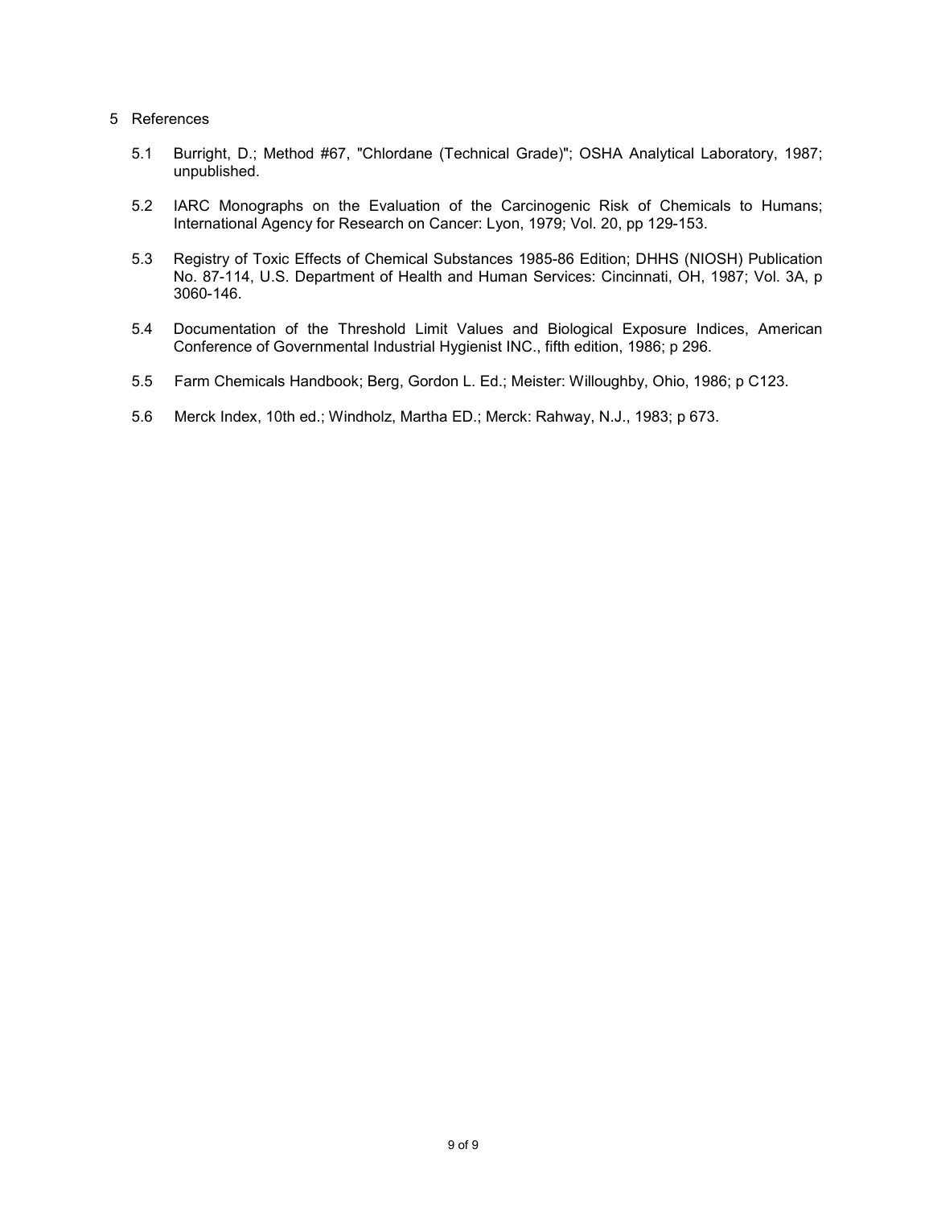## 5 References

5.1 Burright, D.; Method #67, "Chlordane (Technical Grade)"; OSHA Analytical Laboratory, 1987; unpublished.

5.2 IARC Monographs on the Evaluation of the Carcinogenic Risk of Chemicals to Humans; International Agency for Research on Cancer: Lyon, 1979; Vol. 20, pp 129-153.

5.3 Registry of Toxic Effects of Chemical Substances 1985-86 Edition; DHHS (NIOSH) Publication No. 87-114, U.S. Department of Health and Human Services: Cincinnati, OH, 1987; Vol. 3A, p 3060-146.

5.4 Documentation of the Threshold Limit Values and Biological Exposure Indices, American Conference of Governmental Industrial Hygienist INC., fifth edition, 1986; p 296.

5.5 Farm Chemicals Handbook; Berg, Gordon L. Ed.; Meister: Willoughby, Ohio, 1986; p C123.

5.6 Merck Index, 10th ed.; Windholz, Martha ED.; Merck: Rahway, N.J., 1983; p 673.